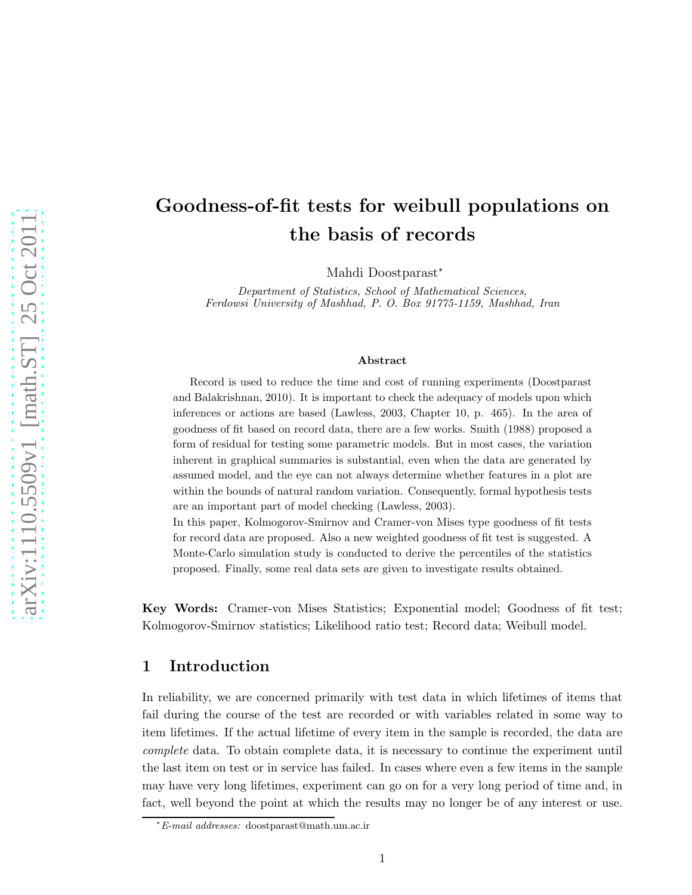# Goodness-of-fit tests for weibull populations on the basis of records

Mahdi Doostparast*

*Department of Statistics, School of Mathematical Sciences, Ferdowsi University of Mashhad, P. O. Box 91775-1159, Mashhad, Iran*

### Abstract

Record is used to reduce the time and cost of running experiments (Doostparast and Balakrishnan, 2010). It is important to check the adequacy of models upon which inferences or actions are based (Lawless, 2003, Chapter 10, p. 465). In the area of goodness of fit based on record data, there are a few works. Smith (1988) proposed a form of residual for testing some parametric models. But in most cases, the variation inherent in graphical summaries is substantial, even when the data are generated by assumed model, and the eye can not always determine whether features in a plot are within the bounds of natural random variation. Consequently, formal hypothesis tests are an important part of model checking (Lawless, 2003).

In this paper, Kolmogorov-Smirnov and Cramer-von Mises type goodness of fit tests for record data are proposed. Also a new weighted goodness of fit test is suggested. A Monte-Carlo simulation study is conducted to derive the percentiles of the statistics proposed. Finally, some real data sets are given to investigate results obtained.

**Key Words:** Cramer-von Mises Statistics; Exponential model; Goodness of fit test; Kolmogorov-Smirnov statistics; Likelihood ratio test; Record data; Weibull model.

## 1 Introduction

In reliability, we are concerned primarily with test data in which lifetimes of items that fail during the course of the test are recorded or with variables related in some way to item lifetimes. If the actual lifetime of every item in the sample is recorded, the data are *complete* data. To obtain complete data, it is necessary to continue the experiment until the last item on test or in service has failed. In cases where even a few items in the sample may have very long lifetimes, experiment can go on for a very long period of time and, in fact, well beyond the point at which the results may no longer be of any interest or use.

*E-mail addresses: doostparast@math.um.ac.ir*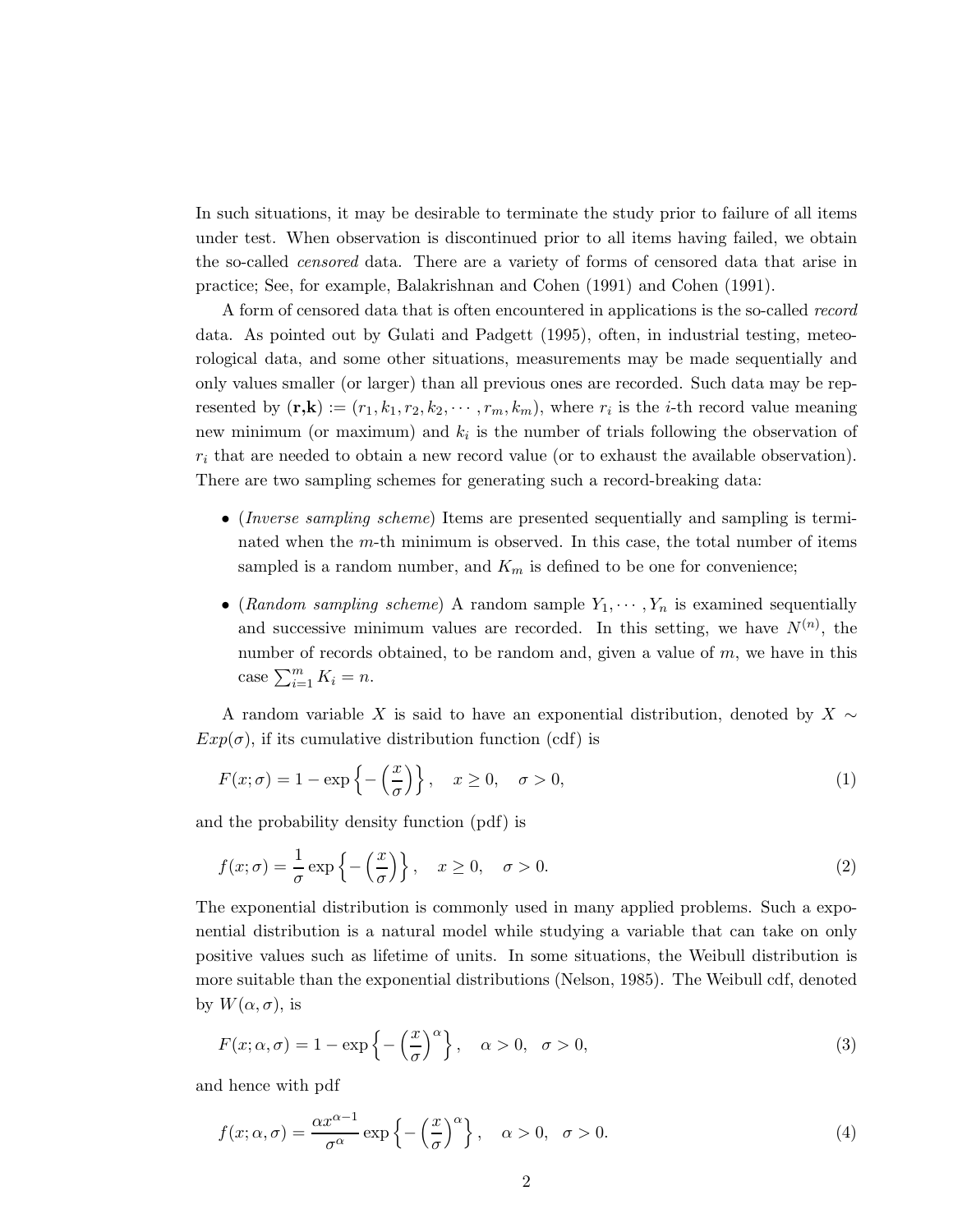In such situations, it may be desirable to terminate the study prior to failure of all items under test. When observation is discontinued prior to all items having failed, we obtain the so-called *censored* data. There are a variety of forms of censored data that arise in practice; See, for example, Balakrishnan and Cohen (1991) and Cohen (1991).

A form of censored data that is often encountered in applications is the so-called *record* data. As pointed out by Gulati and Padgett (1995), often, in industrial testing, meteorological data, and some other situations, measurements may be made sequentially and only values smaller (or larger) than all previous ones are recorded. Such data may be represented by $(\mathbf{r},\mathbf{k}) := (r_1, k_1, r_2, k_2, \cdots, r_m, k_m)$, where $r_i$ is the $i$-th record value meaning new minimum (or maximum) and $k_i$ is the number of trials following the observation of $r_i$ that are needed to obtain a new record value (or to exhaust the available observation). There are two sampling schemes for generating such a record-breaking data:

- (*Inverse sampling scheme*) Items are presented sequentially and sampling is terminated when the $m$-th minimum is observed. In this case, the total number of items sampled is a random number, and $K_m$ is defined to be one for convenience;
- (*Random sampling scheme*) A random sample $Y_1, \cdots, Y_n$ is examined sequentially and successive minimum values are recorded. In this setting, we have $N^{(n)}$, the number of records obtained, to be random and, given a value of $m$, we have in this case $\sum_{i=1}^{m} K_i = n$.

A random variable $X$ is said to have an exponential distribution, denoted by $X \sim Exp(\sigma)$, if its cumulative distribution function (cdf) is

$$F(x;\sigma) = 1 - \exp\left\{ -\left(\frac{x}{\sigma}\right) \right\}, \quad x \geq 0, \quad \sigma > 0, \tag{1}$$

and the probability density function (pdf) is

$$f(x;\sigma) = \frac{1}{\sigma} \exp\left\{ -\left(\frac{x}{\sigma}\right) \right\}, \quad x \geq 0, \quad \sigma > 0. \tag{2}$$

The exponential distribution is commonly used in many applied problems. Such a exponential distribution is a natural model while studying a variable that can take on only positive values such as lifetime of units. In some situations, the Weibull distribution is more suitable than the exponential distributions (Nelson, 1985). The Weibull cdf, denoted by $W(\alpha, \sigma)$, is

$$F(x;\alpha,\sigma) = 1 - \exp\left\{ -\left(\frac{x}{\sigma}\right)^{\alpha} \right\}, \quad \alpha > 0, \quad \sigma > 0, \tag{3}$$

and hence with pdf

$$f(x;\alpha,\sigma) = \frac{\alpha x^{\alpha-1}}{\sigma^{\alpha}} \exp\left\{ -\left(\frac{x}{\sigma}\right)^{\alpha} \right\}, \quad \alpha > 0, \quad \sigma > 0. \tag{4}$$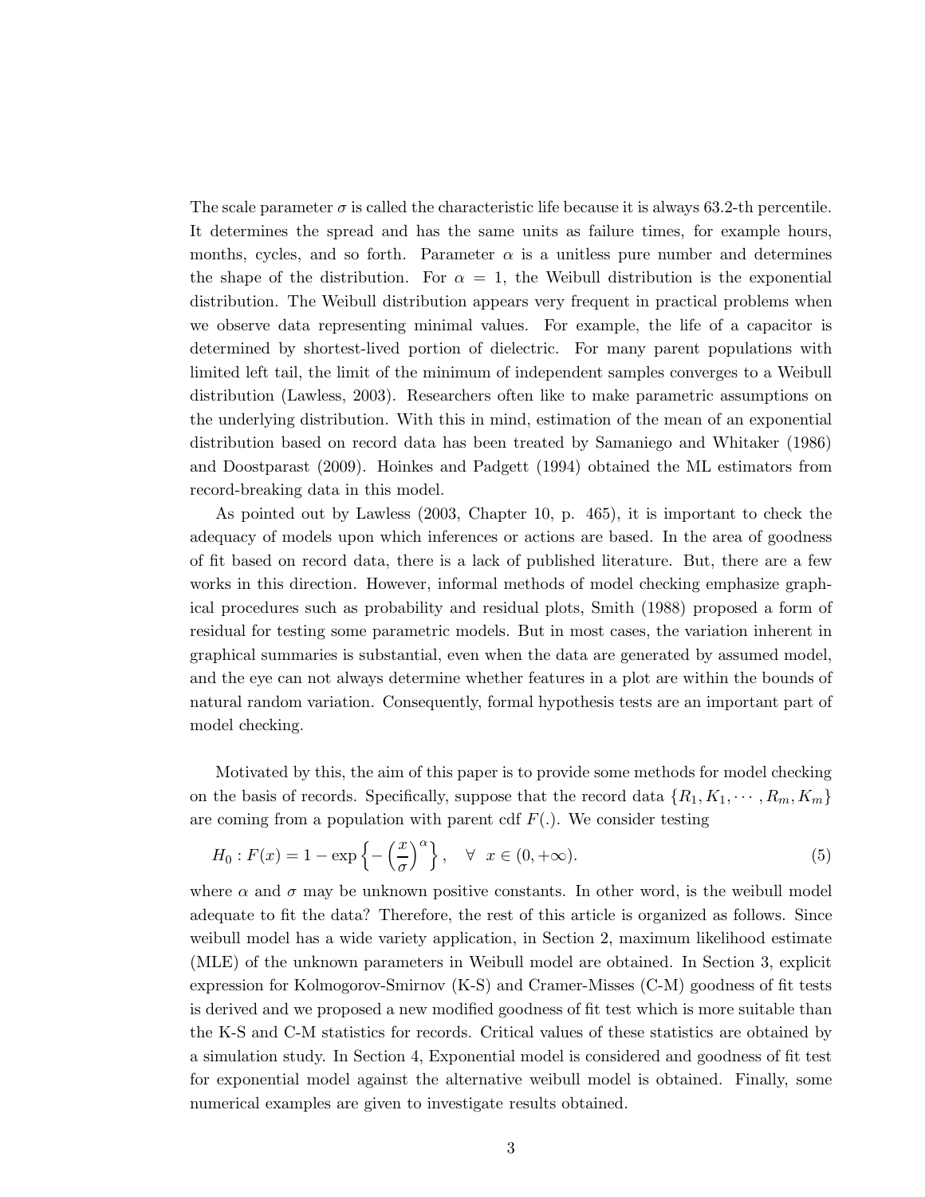The scale parameter $\sigma$ is called the characteristic life because it is always 63.2-th percentile. It determines the spread and has the same units as failure times, for example hours, months, cycles, and so forth. Parameter $\alpha$ is a unitless pure number and determines the shape of the distribution. For $\alpha = 1$, the Weibull distribution is the exponential distribution. The Weibull distribution appears very frequent in practical problems when we observe data representing minimal values. For example, the life of a capacitor is determined by shortest-lived portion of dielectric. For many parent populations with limited left tail, the limit of the minimum of independent samples converges to a Weibull distribution (Lawless, 2003). Researchers often like to make parametric assumptions on the underlying distribution. With this in mind, estimation of the mean of an exponential distribution based on record data has been treated by Samaniego and Whitaker (1986) and Doostparast (2009). Hoinkes and Padgett (1994) obtained the ML estimators from record-breaking data in this model.

As pointed out by Lawless (2003, Chapter 10, p. 465), it is important to check the adequacy of models upon which inferences or actions are based. In the area of goodness of fit based on record data, there is a lack of published literature. But, there are a few works in this direction. However, informal methods of model checking emphasize graphical procedures such as probability and residual plots, Smith (1988) proposed a form of residual for testing some parametric models. But in most cases, the variation inherent in graphical summaries is substantial, even when the data are generated by assumed model, and the eye can not always determine whether features in a plot are within the bounds of natural random variation. Consequently, formal hypothesis tests are an important part of model checking.

Motivated by this, the aim of this paper is to provide some methods for model checking on the basis of records. Specifically, suppose that the record data $\{R_1, K_1, \cdots, R_m, K_m\}$ are coming from a population with parent cdf $F(.)$. We consider testing

$$H_0 : F(x) = 1 - \exp\left\{-\left(\frac{x}{\sigma}\right)^{\alpha}\right\}, \quad \forall \ x \in (0, +\infty). \tag{5}$$

where $\alpha$ and $\sigma$ may be unknown positive constants. In other word, is the weibull model adequate to fit the data? Therefore, the rest of this article is organized as follows. Since weibull model has a wide variety application, in Section 2, maximum likelihood estimate (MLE) of the unknown parameters in Weibull model are obtained. In Section 3, explicit expression for Kolmogorov-Smirnov (K-S) and Cramer-Misses (C-M) goodness of fit tests is derived and we proposed a new modified goodness of fit test which is more suitable than the K-S and C-M statistics for records. Critical values of these statistics are obtained by a simulation study. In Section 4, Exponential model is considered and goodness of fit test for exponential model against the alternative weibull model is obtained. Finally, some numerical examples are given to investigate results obtained.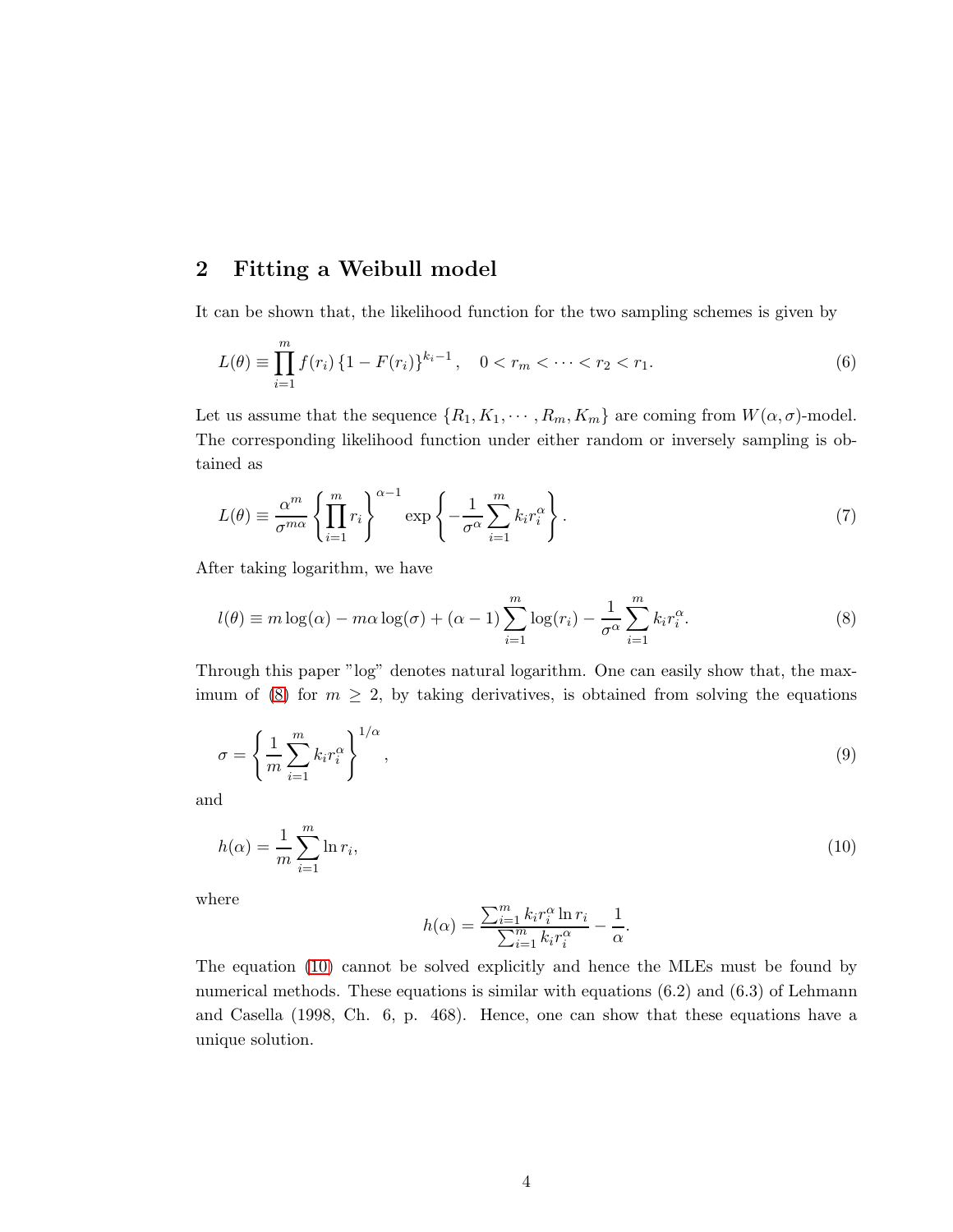## 2 Fitting a Weibull model

It can be shown that, the likelihood function for the two sampling schemes is given by

$$L(\theta) \equiv \prod_{i=1}^{m} f(r_i) \left\{1 - F(r_i)\right\}^{k_i - 1}, \quad 0 < r_m < \cdots < r_2 < r_1. \tag{6}$$

Let us assume that the sequence $\{R_1, K_1, \cdots, R_m, K_m\}$ are coming from $W(\alpha, \sigma)$-model. The corresponding likelihood function under either random or inversely sampling is obtained as

$$L(\theta) \equiv \frac{\alpha^m}{\sigma^{m\alpha}} \left\{\prod_{i=1}^{m} r_i\right\}^{\alpha-1} \exp\left\{-\frac{1}{\sigma^\alpha}\sum_{i=1}^{m} k_i r_i^\alpha\right\}. \tag{7}$$

After taking logarithm, we have

$$l(\theta) \equiv m\log(\alpha) - m\alpha\log(\sigma) + (\alpha - 1)\sum_{i=1}^{m}\log(r_i) - \frac{1}{\sigma^\alpha}\sum_{i=1}^{m} k_i r_i^\alpha. \tag{8}$$

Through this paper "log" denotes natural logarithm. One can easily show that, the maximum of (8) for $m \geq 2$, by taking derivatives, is obtained from solving the equations

$$\sigma = \left\{\frac{1}{m}\sum_{i=1}^{m} k_i r_i^\alpha\right\}^{1/\alpha}, \tag{9}$$

and

$$h(\alpha) = \frac{1}{m}\sum_{i=1}^{m}\ln r_i, \tag{10}$$

where

$$h(\alpha) = \frac{\sum_{i=1}^{m} k_i r_i^\alpha \ln r_i}{\sum_{i=1}^{m} k_i r_i^\alpha} - \frac{1}{\alpha}.$$

The equation (10) cannot be solved explicitly and hence the MLEs must be found by numerical methods. These equations is similar with equations (6.2) and (6.3) of Lehmann and Casella (1998, Ch. 6, p. 468). Hence, one can show that these equations have a unique solution.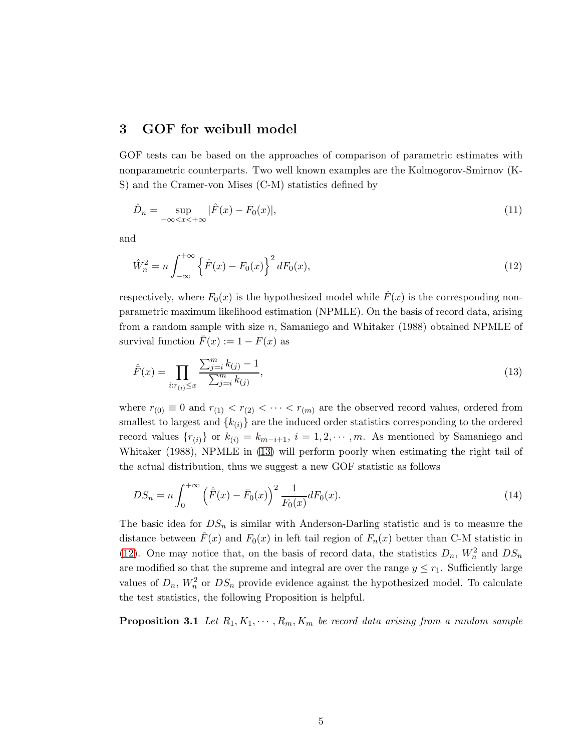## 3 GOF for weibull model

GOF tests can be based on the approaches of comparison of parametric estimates with nonparametric counterparts. Two well known examples are the Kolmogorov-Smirnov (K-S) and the Cramer-von Mises (C-M) statistics defined by

$$\hat{D}_n = \sup_{-\infty < x < +\infty} |\hat{F}(x) - F_0(x)|, \tag{11}$$

and

$$\hat{W}_n^2 = n \int_{-\infty}^{+\infty} \left\{ \hat{F}(x) - F_0(x) \right\}^2 dF_0(x), \tag{12}$$

respectively, where $F_0(x)$ is the hypothesized model while $\hat{F}(x)$ is the corresponding non-parametric maximum likelihood estimation (NPMLE). On the basis of record data, arising from a random sample with size $n$, Samaniego and Whitaker (1988) obtained NPMLE of survival function $\bar{F}(x) := 1 - F(x)$ as

$$\hat{\bar{F}}(x) = \prod_{i: r_{(i)} \leq x} \frac{\sum_{j=i}^{m} k_{(j)} - 1}{\sum_{j=i}^{m} k_{(j)}}, \tag{13}$$

where $r_{(0)} \equiv 0$ and $r_{(1)} < r_{(2)} < \cdots < r_{(m)}$ are the observed record values, ordered from smallest to largest and $\{k_{(i)}\}$ are the induced order statistics corresponding to the ordered record values $\{r_{(i)}\}$ or $k_{(i)} = k_{m-i+1}$, $i = 1, 2, \cdots, m$. As mentioned by Samaniego and Whitaker (1988), NPMLE in (13) will perform poorly when estimating the right tail of the actual distribution, thus we suggest a new GOF statistic as follows

$$DS_n = n \int_0^{+\infty} \left( \hat{\bar{F}}(x) - \bar{F}_0(x) \right)^2 \frac{1}{F_0(x)} dF_0(x). \tag{14}$$

The basic idea for $DS_n$ is similar with Anderson-Darling statistic and is to measure the distance between $\hat{F}(x)$ and $F_0(x)$ in left tail region of $F_n(x)$ better than C-M statistic in (12). One may notice that, on the basis of record data, the statistics $D_n$, $W_n^2$ and $DS_n$ are modified so that the supreme and integral are over the range $y \leq r_1$. Sufficiently large values of $D_n$, $W_n^2$ or $DS_n$ provide evidence against the hypothesized model. To calculate the test statistics, the following Proposition is helpful.

**Proposition 3.1** *Let $R_1, K_1, \cdots, R_m, K_m$ be record data arising from a random sample*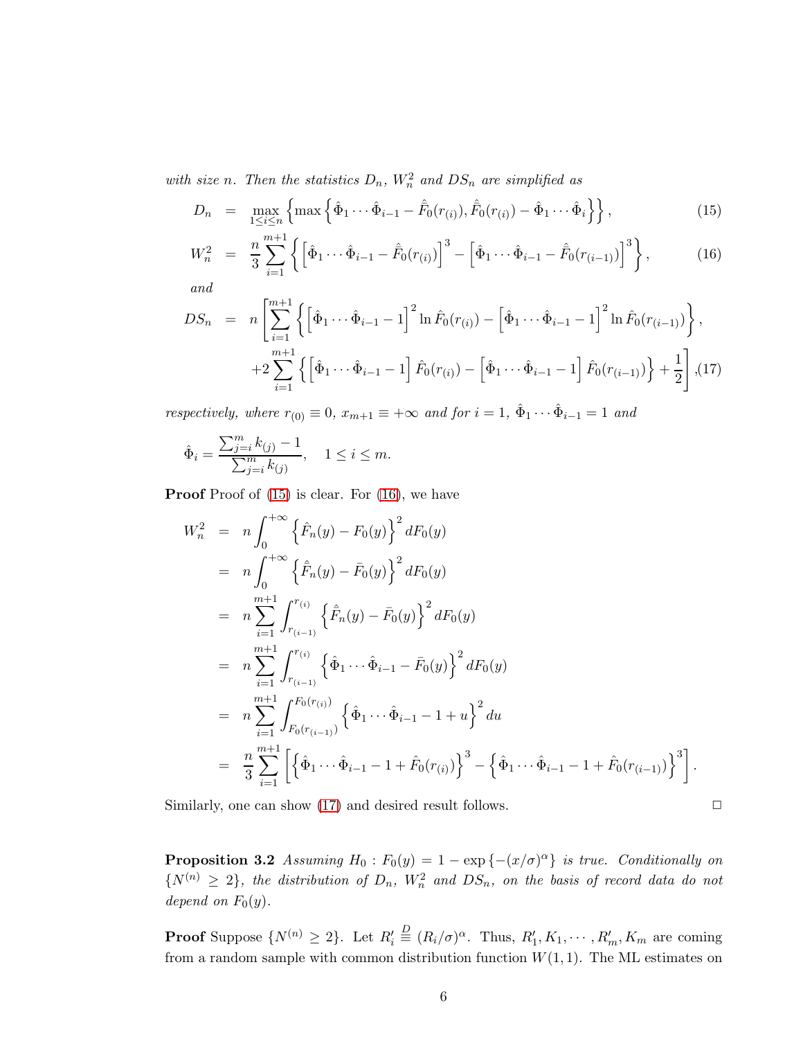*with size n. Then the statistics $D_n$, $W_n^2$ and $DS_n$ are simplified as*

$$D_n = \max_{1\le i\le n}\left\{\max\left\{\hat{\Phi}_1\cdots\hat{\Phi}_{i-1} - \hat{\bar{F}}_0(r_{(i)}), \hat{\bar{F}}_0(r_{(i)}) - \hat{\Phi}_1\cdots\hat{\Phi}_i\right\}\right\}, \tag{15}$$

$$W_n^2 = \frac{n}{3}\sum_{i=1}^{m+1}\left\{\left[\hat{\Phi}_1\cdots\hat{\Phi}_{i-1} - \hat{\bar{F}}_0(r_{(i)})\right]^3 - \left[\hat{\Phi}_1\cdots\hat{\Phi}_{i-1} - \hat{\bar{F}}_0(r_{(i-1)})\right]^3\right\}, \tag{16}$$

*and*

$$\begin{aligned} DS_n &= n\left[\sum_{i=1}^{m+1}\left\{\left[\hat{\Phi}_1\cdots\hat{\Phi}_{i-1} - 1\right]^2 \ln \hat{F}_0(r_{(i)}) - \left[\hat{\Phi}_1\cdots\hat{\Phi}_{i-1} - 1\right]^2 \ln \hat{F}_0(r_{(i-1)})\right\},\right. \\ &\quad \left. +2\sum_{i=1}^{m+1}\left\{\left[\hat{\Phi}_1\cdots\hat{\Phi}_{i-1} - 1\right]\hat{F}_0(r_{(i)}) - \left[\hat{\Phi}_1\cdots\hat{\Phi}_{i-1} - 1\right]\hat{F}_0(r_{(i-1)})\right\} + \frac{1}{2}\right], \end{aligned} \tag{17}$$

*respectively, where $r_{(0)} \equiv 0$, $x_{m+1} \equiv +\infty$ and for $i = 1$, $\hat{\Phi}_1\cdots\hat{\Phi}_{i-1} = 1$ and*

$$\hat{\Phi}_i = \frac{\sum_{j=i}^m k_{(j)} - 1}{\sum_{j=i}^m k_{(j)}}, \quad 1 \le i \le m.$$

**Proof** Proof of (15) is clear. For (16), we have

$$\begin{aligned} W_n^2 &= n\int_0^{+\infty}\left\{\hat{F}_n(y) - F_0(y)\right\}^2 dF_0(y) \\ &= n\int_0^{+\infty}\left\{\hat{\bar{F}}_n(y) - \bar{F}_0(y)\right\}^2 dF_0(y) \\ &= n\sum_{i=1}^{m+1}\int_{r_{(i-1)}}^{r_{(i)}}\left\{\hat{\bar{F}}_n(y) - \bar{F}_0(y)\right\}^2 dF_0(y) \\ &= n\sum_{i=1}^{m+1}\int_{r_{(i-1)}}^{r_{(i)}}\left\{\hat{\Phi}_1\cdots\hat{\Phi}_{i-1} - \bar{F}_0(y)\right\}^2 dF_0(y) \\ &= n\sum_{i=1}^{m+1}\int_{F_0(r_{(i-1)})}^{F_0(r_{(i)})}\left\{\hat{\Phi}_1\cdots\hat{\Phi}_{i-1} - 1 + u\right\}^2 du \\ &= \frac{n}{3}\sum_{i=1}^{m+1}\left[\left\{\hat{\Phi}_1\cdots\hat{\Phi}_{i-1} - 1 + \hat{F}_0(r_{(i)})\right\}^3 - \left\{\hat{\Phi}_1\cdots\hat{\Phi}_{i-1} - 1 + \hat{F}_0(r_{(i-1)})\right\}^3\right]. \end{aligned}$$

Similarly, one can show (17) and desired result follows. □

**Proposition 3.2** *Assuming $H_0 : F_0(y) = 1 - \exp\{-(x/\sigma)^\alpha\}$ is true. Conditionally on $\{N^{(n)} \ge 2\}$, the distribution of $D_n$, $W_n^2$ and $DS_n$, on the basis of record data do not depend on $F_0(y)$.*

**Proof** Suppose $\{N^{(n)} \ge 2\}$. Let $R_i' \overset{D}{\equiv} (R_i/\sigma)^\alpha$. Thus, $R_1', K_1, \cdots, R_m', K_m$ are coming from a random sample with common distribution function $W(1,1)$. The ML estimates on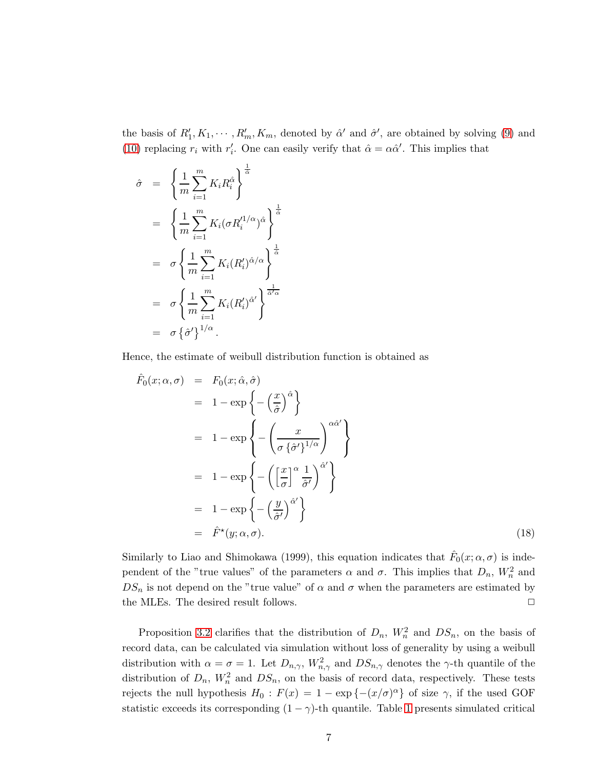the basis of $R'_1, K_1, \cdots, R'_m, K_m$, denoted by $\hat{\alpha}'$ and $\hat{\sigma}'$, are obtained by solving (9) and (10) replacing $r_i$ with $r'_i$. One can easily verify that $\hat{\alpha} = \alpha\hat{\alpha}'$. This implies that

$$
\begin{aligned}
\hat{\sigma} &= \left\{ \frac{1}{m} \sum_{i=1}^{m} K_i R_i^{\hat{\alpha}} \right\}^{\frac{1}{\hat{\alpha}}} \\
&= \left\{ \frac{1}{m} \sum_{i=1}^{m} K_i (\sigma R_i'^{1/\alpha})^{\hat{\alpha}} \right\}^{\frac{1}{\hat{\alpha}}} \\
&= \sigma \left\{ \frac{1}{m} \sum_{i=1}^{m} K_i (R'_i)^{\hat{\alpha}/\alpha} \right\}^{\frac{1}{\hat{\alpha}}} \\
&= \sigma \left\{ \frac{1}{m} \sum_{i=1}^{m} K_i (R'_i)^{\hat{\alpha}'} \right\}^{\frac{1}{\hat{\alpha}'\alpha}} \\
&= \sigma \left\{ \hat{\sigma}' \right\}^{1/\alpha}.
\end{aligned}
$$

Hence, the estimate of weibull distribution function is obtained as

$$
\begin{aligned}
\hat{F}_0(x; \alpha, \sigma) &= F_0(x; \hat{\alpha}, \hat{\sigma}) \\
&= 1 - \exp\left\{ -\left( \frac{x}{\hat{\sigma}} \right)^{\hat{\alpha}} \right\} \\
&= 1 - \exp\left\{ -\left( \frac{x}{\sigma \left\{ \hat{\sigma}' \right\}^{1/\alpha}} \right)^{\alpha\hat{\alpha}'} \right\} \\
&= 1 - \exp\left\{ -\left( \left[ \frac{x}{\sigma} \right]^{\alpha} \frac{1}{\hat{\sigma}'} \right)^{\hat{\alpha}'} \right\} \\
&= 1 - \exp\left\{ -\left( \frac{y}{\hat{\sigma}'} \right)^{\hat{\alpha}'} \right\} \\
&= \hat{F}^{\star}(y; \alpha, \sigma).
\end{aligned} \tag{18}
$$

Similarly to Liao and Shimokawa (1999), this equation indicates that $\hat{F}_0(x; \alpha, \sigma)$ is independent of the "true values" of the parameters $\alpha$ and $\sigma$. This implies that $D_n$, $W_n^2$ and $DS_n$ is not depend on the "true value" of $\alpha$ and $\sigma$ when the parameters are estimated by the MLEs. The desired result follows. □

Proposition 3.2 clarifies that the distribution of $D_n$, $W_n^2$ and $DS_n$, on the basis of record data, can be calculated via simulation without loss of generality by using a weibull distribution with $\alpha = \sigma = 1$. Let $D_{n,\gamma}$, $W_{n,\gamma}^2$ and $DS_{n,\gamma}$ denotes the $\gamma$-th quantile of the distribution of $D_n$, $W_n^2$ and $DS_n$, on the basis of record data, respectively. These tests rejects the null hypothesis $H_0 : F(x) = 1 - \exp\{-(x/\sigma)^{\alpha}\}$ of size $\gamma$, if the used GOF statistic exceeds its corresponding $(1 - \gamma)$-th quantile. Table 1 presents simulated critical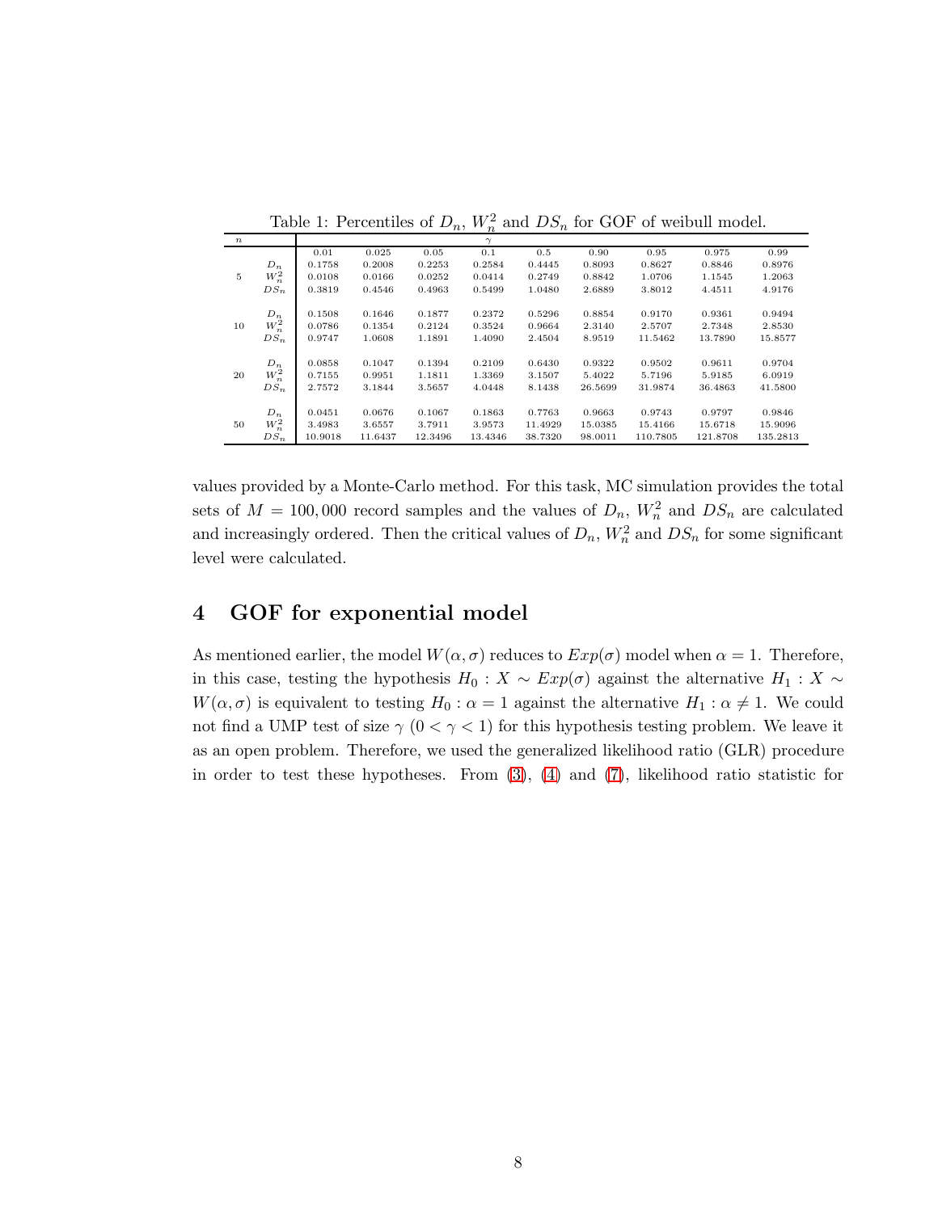Table 1: Percentiles of $D_n$, $W_n^2$ and $DS_n$ for GOF of weibull model.

| $n$ | | $\gamma$ | | | | | | | | |
|---|---|---|---|---|---|---|---|---|---|---|
| | | 0.01 | 0.025 | 0.05 | 0.1 | 0.5 | 0.90 | 0.95 | 0.975 | 0.99 |
| 5 | $D_n$ | 0.1758 | 0.2008 | 0.2253 | 0.2584 | 0.4445 | 0.8093 | 0.8627 | 0.8846 | 0.8976 |
| | $W_n^2$ | 0.0108 | 0.0166 | 0.0252 | 0.0414 | 0.2749 | 0.8842 | 1.0706 | 1.1545 | 1.2063 |
| | $DS_n$ | 0.3819 | 0.4546 | 0.4963 | 0.5499 | 1.0480 | 2.6889 | 3.8012 | 4.4511 | 4.9176 |
| 10 | $D_n$ | 0.1508 | 0.1646 | 0.1877 | 0.2372 | 0.5296 | 0.8854 | 0.9170 | 0.9361 | 0.9494 |
| | $W_n^2$ | 0.0786 | 0.1354 | 0.2124 | 0.3524 | 0.9664 | 2.3140 | 2.5707 | 2.7348 | 2.8530 |
| | $DS_n$ | 0.9747 | 1.0608 | 1.1891 | 1.4090 | 2.4504 | 8.9519 | 11.5462 | 13.7890 | 15.8577 |
| 20 | $D_n$ | 0.0858 | 0.1047 | 0.1394 | 0.2109 | 0.6430 | 0.9322 | 0.9502 | 0.9611 | 0.9704 |
| | $W_n^2$ | 0.7155 | 0.9951 | 1.1811 | 1.3369 | 3.1507 | 5.4022 | 5.7196 | 5.9185 | 6.0919 |
| | $DS_n$ | 2.7572 | 3.1844 | 3.5657 | 4.0448 | 8.1438 | 26.5699 | 31.9874 | 36.4863 | 41.5800 |
| 50 | $D_n$ | 0.0451 | 0.0676 | 0.1067 | 0.1863 | 0.7763 | 0.9663 | 0.9743 | 0.9797 | 0.9846 |
| | $W_n^2$ | 3.4983 | 3.6557 | 3.7911 | 3.9573 | 11.4929 | 15.0385 | 15.4166 | 15.6718 | 15.9096 |
| | $DS_n$ | 10.9018 | 11.6437 | 12.3496 | 13.4346 | 38.7320 | 98.0011 | 110.7805 | 121.8708 | 135.2813 |

values provided by a Monte-Carlo method. For this task, MC simulation provides the total sets of $M = 100,000$ record samples and the values of $D_n$, $W_n^2$ and $DS_n$ are calculated and increasingly ordered. Then the critical values of $D_n$, $W_n^2$ and $DS_n$ for some significant level were calculated.

## 4 GOF for exponential model

As mentioned earlier, the model $W(\alpha, \sigma)$ reduces to $Exp(\sigma)$ model when $\alpha = 1$. Therefore, in this case, testing the hypothesis $H_0 : X \sim Exp(\sigma)$ against the alternative $H_1 : X \sim W(\alpha, \sigma)$ is equivalent to testing $H_0 : \alpha = 1$ against the alternative $H_1 : \alpha \neq 1$. We could not find a UMP test of size $\gamma$ $(0 < \gamma < 1)$ for this hypothesis testing problem. We leave it as an open problem. Therefore, we used the generalized likelihood ratio (GLR) procedure in order to test these hypotheses. From (3), (4) and (7), likelihood ratio statistic for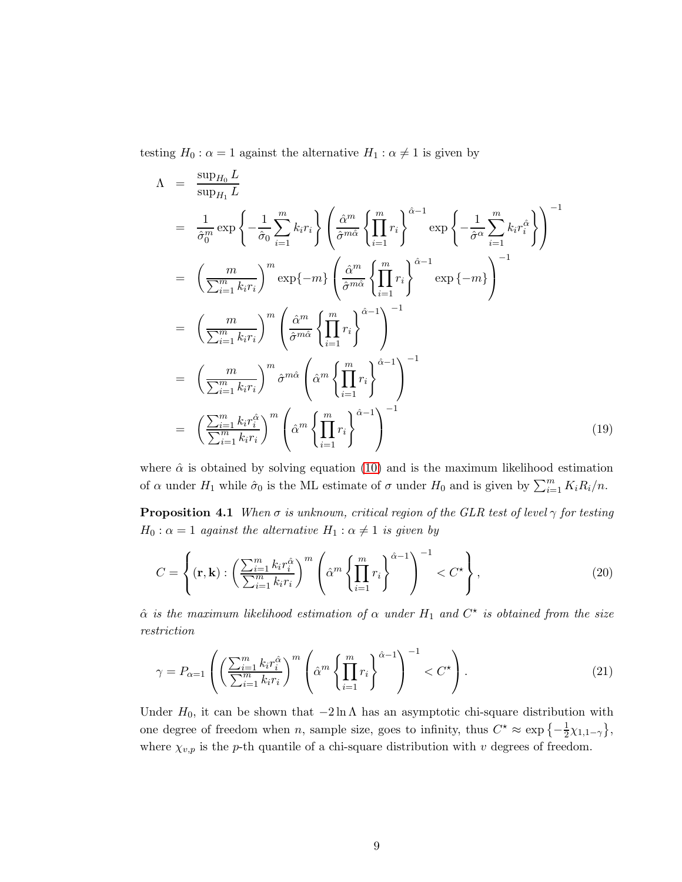testing $H_0 : \alpha = 1$ against the alternative $H_1 : \alpha \neq 1$ is given by

$$
\begin{aligned}
\Lambda &= \frac{\sup_{H_0} L}{\sup_{H_1} L} \\
&= \frac{1}{\hat{\sigma}_0^m} \exp\left\{-\frac{1}{\hat{\sigma}_0}\sum_{i=1}^m k_i r_i\right\} \left(\frac{\hat{\alpha}^m}{\hat{\sigma}^{m\hat{\alpha}}}\left\{\prod_{i=1}^m r_i\right\}^{\hat{\alpha}-1} \exp\left\{-\frac{1}{\hat{\sigma}^{\alpha}}\sum_{i=1}^m k_i r_i^{\hat{\alpha}}\right\}\right)^{-1} \\
&= \left(\frac{m}{\sum_{i=1}^m k_i r_i}\right)^m \exp\{-m\} \left(\frac{\hat{\alpha}^m}{\hat{\sigma}^{m\hat{\alpha}}}\left\{\prod_{i=1}^m r_i\right\}^{\hat{\alpha}-1} \exp\{-m\}\right)^{-1} \\
&= \left(\frac{m}{\sum_{i=1}^m k_i r_i}\right)^m \left(\frac{\hat{\alpha}^m}{\hat{\sigma}^{m\hat{\alpha}}}\left\{\prod_{i=1}^m r_i\right\}^{\hat{\alpha}-1}\right)^{-1} \\
&= \left(\frac{m}{\sum_{i=1}^m k_i r_i}\right)^m \hat{\sigma}^{m\hat{\alpha}} \left(\hat{\alpha}^m\left\{\prod_{i=1}^m r_i\right\}^{\hat{\alpha}-1}\right)^{-1} \\
&= \left(\frac{\sum_{i=1}^m k_i r_i^{\hat{\alpha}}}{\sum_{i=1}^m k_i r_i}\right)^m \left(\hat{\alpha}^m\left\{\prod_{i=1}^m r_i\right\}^{\hat{\alpha}-1}\right)^{-1} \qquad (19)
\end{aligned}
$$

where $\hat{\alpha}$ is obtained by solving equation (10) and is the maximum likelihood estimation of $\alpha$ under $H_1$ while $\hat{\sigma}_0$ is the ML estimate of $\sigma$ under $H_0$ and is given by $\sum_{i=1}^m K_i R_i / n$.

**Proposition 4.1** *When $\sigma$ is unknown, critical region of the GLR test of level $\gamma$ for testing $H_0 : \alpha = 1$ against the alternative $H_1 : \alpha \neq 1$ is given by*

$$
C = \left\{(\mathbf{r}, \mathbf{k}) : \left(\frac{\sum_{i=1}^m k_i r_i^{\hat{\alpha}}}{\sum_{i=1}^m k_i r_i}\right)^m \left(\hat{\alpha}^m\left\{\prod_{i=1}^m r_i\right\}^{\hat{\alpha}-1}\right)^{-1} < C^{\star}\right\}, \qquad (20)
$$

*$\hat{\alpha}$ is the maximum likelihood estimation of $\alpha$ under $H_1$ and $C^{\star}$ is obtained from the size restriction*

$$
\gamma = P_{\alpha=1}\left(\left(\frac{\sum_{i=1}^m k_i r_i^{\hat{\alpha}}}{\sum_{i=1}^m k_i r_i}\right)^m \left(\hat{\alpha}^m\left\{\prod_{i=1}^m r_i\right\}^{\hat{\alpha}-1}\right)^{-1} < C^{\star}\right). \qquad (21)
$$

Under $H_0$, it can be shown that $-2\ln\Lambda$ has an asymptotic chi-square distribution with one degree of freedom when $n$, sample size, goes to infinity, thus $C^{\star} \approx \exp\left\{-\frac{1}{2}\chi_{1,1-\gamma}\right\}$, where $\chi_{v,p}$ is the $p$-th quantile of a chi-square distribution with $v$ degrees of freedom.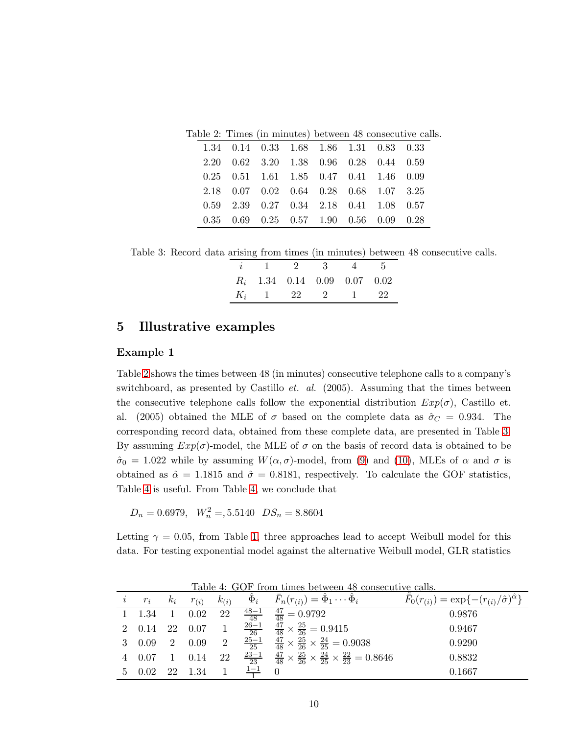Table 2: Times (in minutes) between 48 consecutive calls.

| | | | | | | | |
|---|---|---|---|---|---|---|---|
| 1.34 | 0.14 | 0.33 | 1.68 | 1.86 | 1.31 | 0.83 | 0.33 |
| 2.20 | 0.62 | 3.20 | 1.38 | 0.96 | 0.28 | 0.44 | 0.59 |
| 0.25 | 0.51 | 1.61 | 1.85 | 0.47 | 0.41 | 1.46 | 0.09 |
| 2.18 | 0.07 | 0.02 | 0.64 | 0.28 | 0.68 | 1.07 | 3.25 |
| 0.59 | 2.39 | 0.27 | 0.34 | 2.18 | 0.41 | 1.08 | 0.57 |
| 0.35 | 0.69 | 0.25 | 0.57 | 1.90 | 0.56 | 0.09 | 0.28 |

Table 3: Record data arising from times (in minutes) between 48 consecutive calls.

| $i$ | 1 | 2 | 3 | 4 | 5 |
|---|---|---|---|---|---|
| $R_i$ | 1.34 | 0.14 | 0.09 | 0.07 | 0.02 |
| $K_i$ | 1 | 22 | 2 | 1 | 22 |

## 5 Illustrative examples

### Example 1

Table 2 shows the times between 48 (in minutes) consecutive telephone calls to a company's switchboard, as presented by Castillo *et. al.* (2005). Assuming that the times between the consecutive telephone calls follow the exponential distribution $Exp(\sigma)$, Castillo et. al. (2005) obtained the MLE of $\sigma$ based on the complete data as $\hat{\sigma}_C = 0.934$. The corresponding record data, obtained from these complete data, are presented in Table 3. By assuming $Exp(\sigma)$-model, the MLE of $\sigma$ on the basis of record data is obtained to be $\hat{\sigma}_0 = 1.022$ while by assuming $W(\alpha, \sigma)$-model, from (9) and (10), MLEs of $\alpha$ and $\sigma$ is obtained as $\hat{\alpha} = 1.1815$ and $\hat{\sigma} = 0.8181$, respectively. To calculate the GOF statistics, Table 4 is useful. From Table 4, we conclude that

$$D_n = 0.6979, \quad W_n^2 =, 5.5140 \quad DS_n = 8.8604$$

Letting $\gamma = 0.05$, from Table 1, three approaches lead to accept Weibull model for this data. For testing exponential model against the alternative Weibull model, GLR statistics

Table 4: GOF from times between 48 consecutive calls.

| $i$ | $r_i$ | $k_i$ | $r_{(i)}$ | $k_{(i)}$ | $\hat{\Phi}_i$ | $\bar{F}_n(r_{(i)}) = \hat{\Phi}_1 \cdots \hat{\Phi}_i$ | $\bar{F}_0(r_{(i)}) = \exp\{-(r_{(i)}/\hat{\sigma})^{\hat{\alpha}}\}$ |
|---|---|---|---|---|---|---|---|
| 1 | 1.34 | 1 | 0.02 | 22 | $\frac{48-1}{48}$ | $\frac{47}{48} = 0.9792$ | 0.9876 |
| 2 | 0.14 | 22 | 0.07 | 1 | $\frac{26-1}{26}$ | $\frac{47}{48} \times \frac{25}{26} = 0.9415$ | 0.9467 |
| 3 | 0.09 | 2 | 0.09 | 2 | $\frac{25-1}{25}$ | $\frac{47}{48} \times \frac{25}{26} \times \frac{24}{25} = 0.9038$ | 0.9290 |
| 4 | 0.07 | 1 | 0.14 | 22 | $\frac{23-1}{23}$ | $\frac{47}{48} \times \frac{25}{26} \times \frac{24}{25} \times \frac{22}{23} = 0.8646$ | 0.8832 |
| 5 | 0.02 | 22 | 1.34 | 1 | $\frac{1-1}{1}$ | 0 | 0.1667 |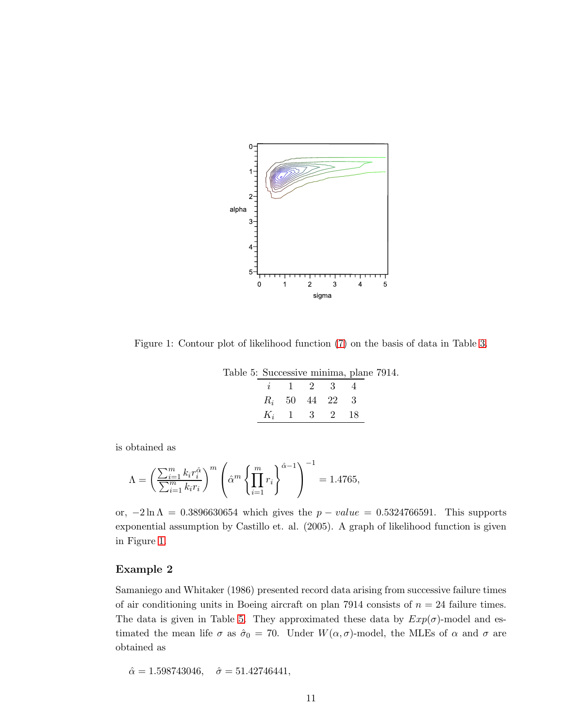Figure 1: Contour plot of likelihood function (7) on the basis of data in Table 3.

Table 5: Successive minima, plane 7914.

| $i$ | 1 | 2 | 3 | 4 |
|---|---|---|---|---|
| $R_i$ | 50 | 44 | 22 | 3 |
| $K_i$ | 1 | 3 | 2 | 18 |

is obtained as

$$\Lambda = \left( \frac{\sum_{i=1}^{m} k_i r_i^{\hat{\alpha}}}{\sum_{i=1}^{m} k_i r_i} \right)^m \left( \hat{\alpha}^m \left\{ \prod_{i=1}^{m} r_i \right\}^{\hat{\alpha}-1} \right)^{-1} = 1.4765,$$

or, $-2 \ln \Lambda = 0.3896630654$ which gives the $p - value = 0.5324766591$. This supports exponential assumption by Castillo et. al. (2005). A graph of likelihood function is given in Figure 1.

### Example 2

Samaniego and Whitaker (1986) presented record data arising from successive failure times of air conditioning units in Boeing aircraft on plan 7914 consists of $n = 24$ failure times. The data is given in Table 5. They approximated these data by $Exp(\sigma)$-model and estimated the mean life $\sigma$ as $\hat{\sigma}_0 = 70$. Under $W(\alpha, \sigma)$-model, the MLEs of $\alpha$ and $\sigma$ are obtained as

$$\hat{\alpha} = 1.598743046, \quad \hat{\sigma} = 51.42746441,$$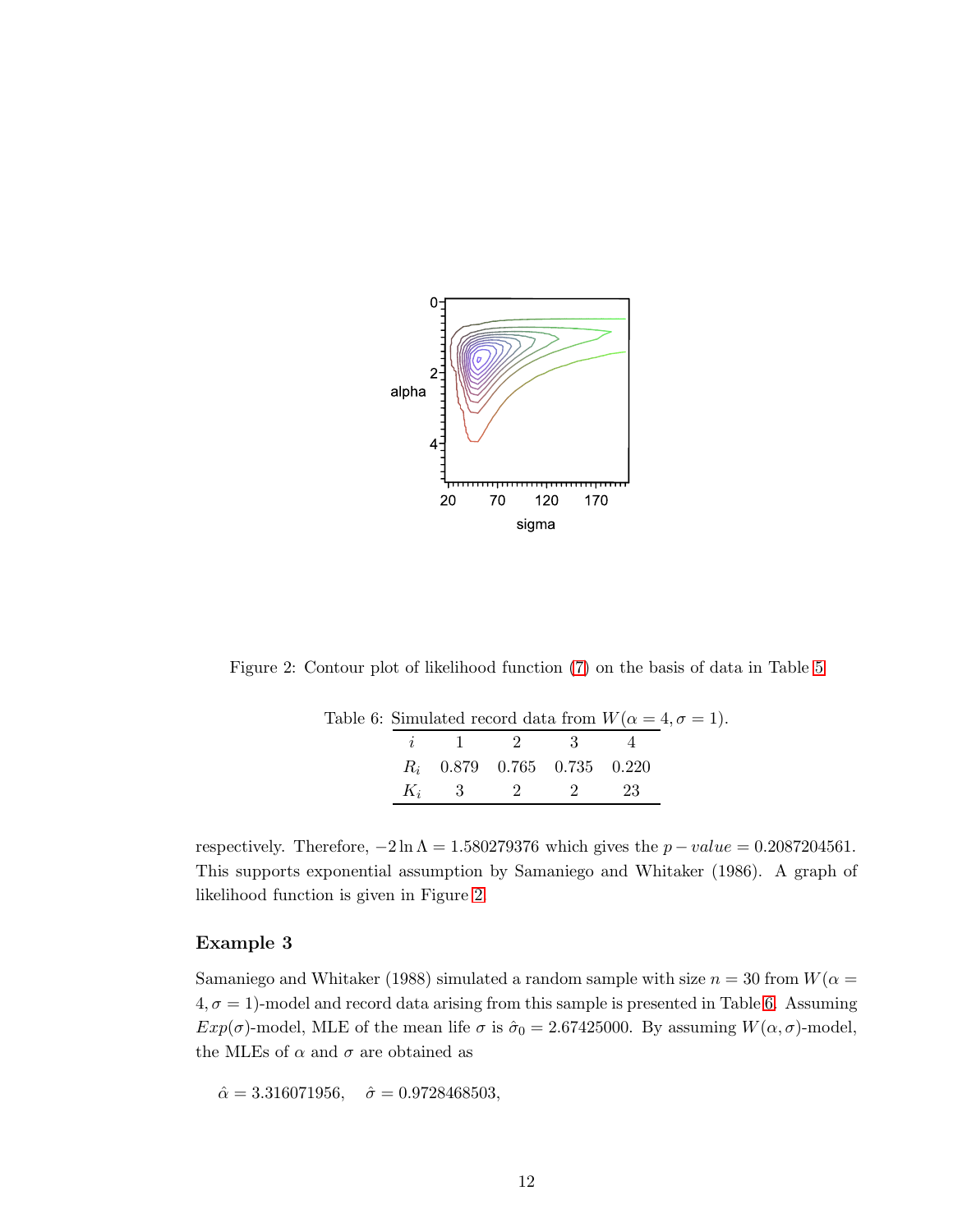Figure 2: Contour plot of likelihood function (7) on the basis of data in Table 5

Table 6: Simulated record data from $W(\alpha = 4, \sigma = 1)$.

| $i$ | 1 | 2 | 3 | 4 |
|---|---|---|---|---|
| $R_i$ | 0.879 | 0.765 | 0.735 | 0.220 |
| $K_i$ | 3 | 2 | 2 | 23 |

respectively. Therefore, $-2\ln\Lambda = 1.580279376$ which gives the $p-value = 0.2087204561$. This supports exponential assumption by Samaniego and Whitaker (1986). A graph of likelihood function is given in Figure 2.

### Example 3

Samaniego and Whitaker (1988) simulated a random sample with size $n = 30$ from $W(\alpha = 4, \sigma = 1)$-model and record data arising from this sample is presented in Table 6. Assuming $Exp(\sigma)$-model, MLE of the mean life $\sigma$ is $\hat{\sigma}_0 = 2.67425000$. By assuming $W(\alpha, \sigma)$-model, the MLEs of $\alpha$ and $\sigma$ are obtained as

$$\hat{\alpha} = 3.316071956, \quad \hat{\sigma} = 0.9728468503,$$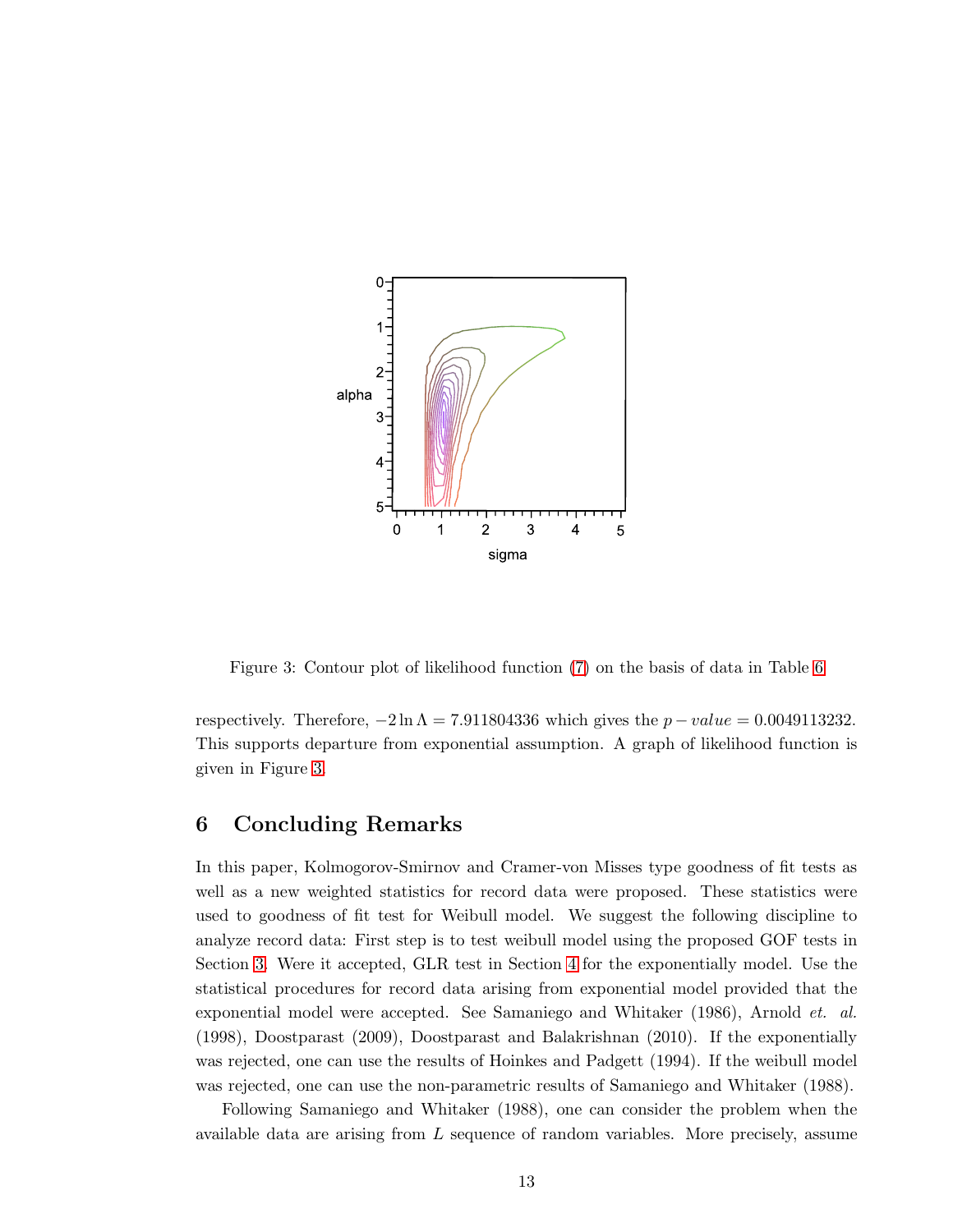Figure 3: Contour plot of likelihood function (7) on the basis of data in Table 6

respectively. Therefore, $-2\ln\Lambda = 7.911804336$ which gives the $p - value = 0.0049113232$. This supports departure from exponential assumption. A graph of likelihood function is given in Figure 3.

## 6 Concluding Remarks

In this paper, Kolmogorov-Smirnov and Cramer-von Misses type goodness of fit tests as well as a new weighted statistics for record data were proposed. These statistics were used to goodness of fit test for Weibull model. We suggest the following discipline to analyze record data: First step is to test weibull model using the proposed GOF tests in Section 3. Were it accepted, GLR test in Section 4 for the exponentially model. Use the statistical procedures for record data arising from exponential model provided that the exponential model were accepted. See Samaniego and Whitaker (1986), Arnold *et. al.* (1998), Doostparast (2009), Doostparast and Balakrishnan (2010). If the exponentially was rejected, one can use the results of Hoinkes and Padgett (1994). If the weibull model was rejected, one can use the non-parametric results of Samaniego and Whitaker (1988).

Following Samaniego and Whitaker (1988), one can consider the problem when the available data are arising from $L$ sequence of random variables. More precisely, assume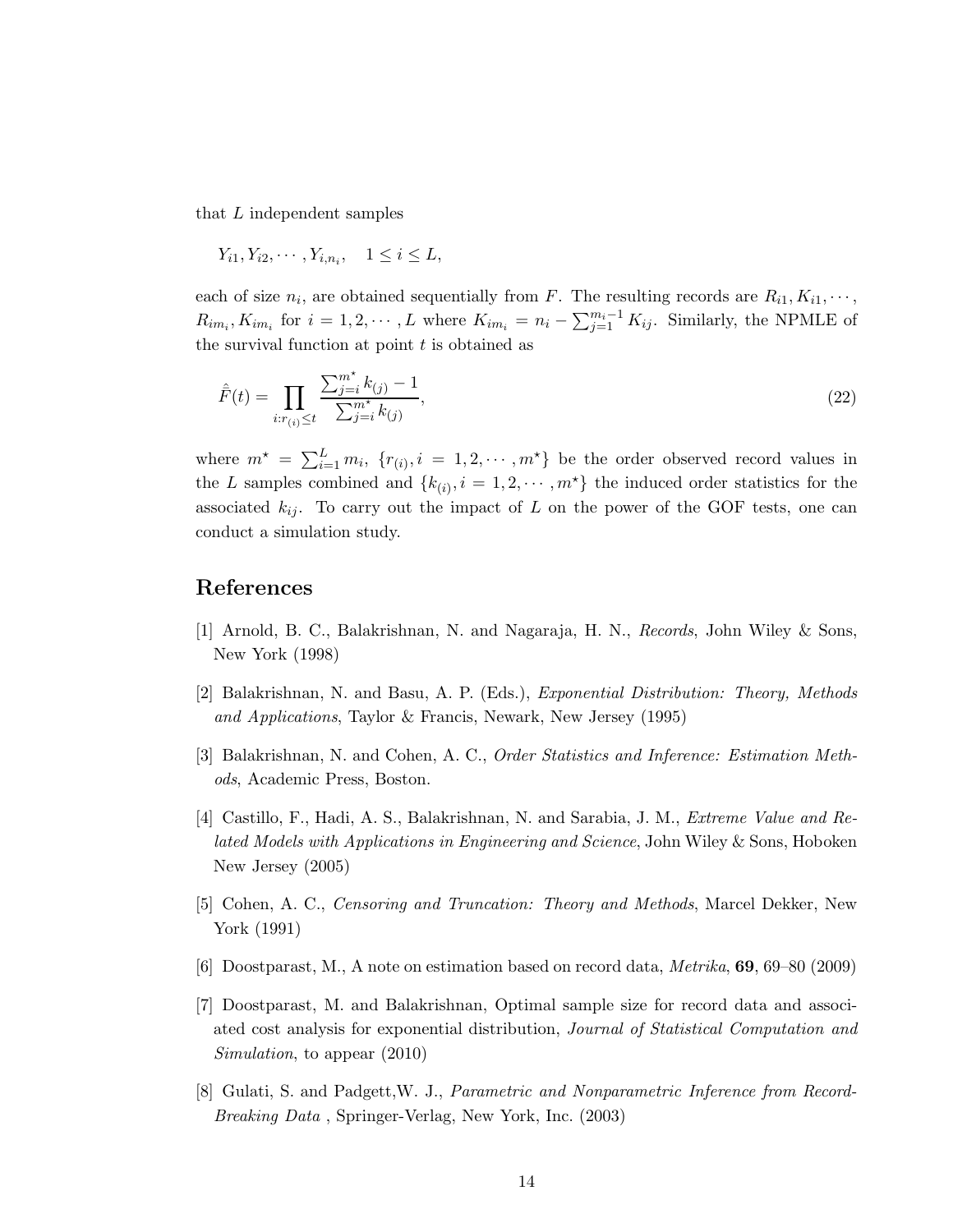that $L$ independent samples

$$Y_{i1}, Y_{i2}, \cdots, Y_{i,n_i}, \quad 1 \leq i \leq L,$$

each of size $n_i$, are obtained sequentially from $F$. The resulting records are $R_{i1}, K_{i1}, \cdots, R_{im_i}, K_{im_i}$ for $i = 1, 2, \cdots, L$ where $K_{im_i} = n_i - \sum_{j=1}^{m_i - 1} K_{ij}$. Similarly, the NPMLE of the survival function at point $t$ is obtained as

$$\hat{\bar{F}}(t) = \prod_{i: r_{(i)} \leq t} \frac{\sum_{j=i}^{m^\star} k_{(j)} - 1}{\sum_{j=i}^{m^\star} k_{(j)}}, \tag{22}$$

where $m^\star = \sum_{i=1}^{L} m_i$, $\{r_{(i)}, i = 1, 2, \cdots, m^\star\}$ be the order observed record values in the $L$ samples combined and $\{k_{(i)}, i = 1, 2, \cdots, m^\star\}$ the induced order statistics for the associated $k_{ij}$. To carry out the impact of $L$ on the power of the GOF tests, one can conduct a simulation study.

## References

[1] Arnold, B. C., Balakrishnan, N. and Nagaraja, H. N., *Records*, John Wiley & Sons, New York (1998)

[2] Balakrishnan, N. and Basu, A. P. (Eds.), *Exponential Distribution: Theory, Methods and Applications*, Taylor & Francis, Newark, New Jersey (1995)

[3] Balakrishnan, N. and Cohen, A. C., *Order Statistics and Inference: Estimation Methods*, Academic Press, Boston.

[4] Castillo, F., Hadi, A. S., Balakrishnan, N. and Sarabia, J. M., *Extreme Value and Related Models with Applications in Engineering and Science*, John Wiley & Sons, Hoboken New Jersey (2005)

[5] Cohen, A. C., *Censoring and Truncation: Theory and Methods*, Marcel Dekker, New York (1991)

[6] Doostparast, M., A note on estimation based on record data, *Metrika*, **69**, 69–80 (2009)

[7] Doostparast, M. and Balakrishnan, Optimal sample size for record data and associated cost analysis for exponential distribution, *Journal of Statistical Computation and Simulation*, to appear (2010)

[8] Gulati, S. and Padgett,W. J., *Parametric and Nonparametric Inference from Record-Breaking Data* , Springer-Verlag, New York, Inc. (2003)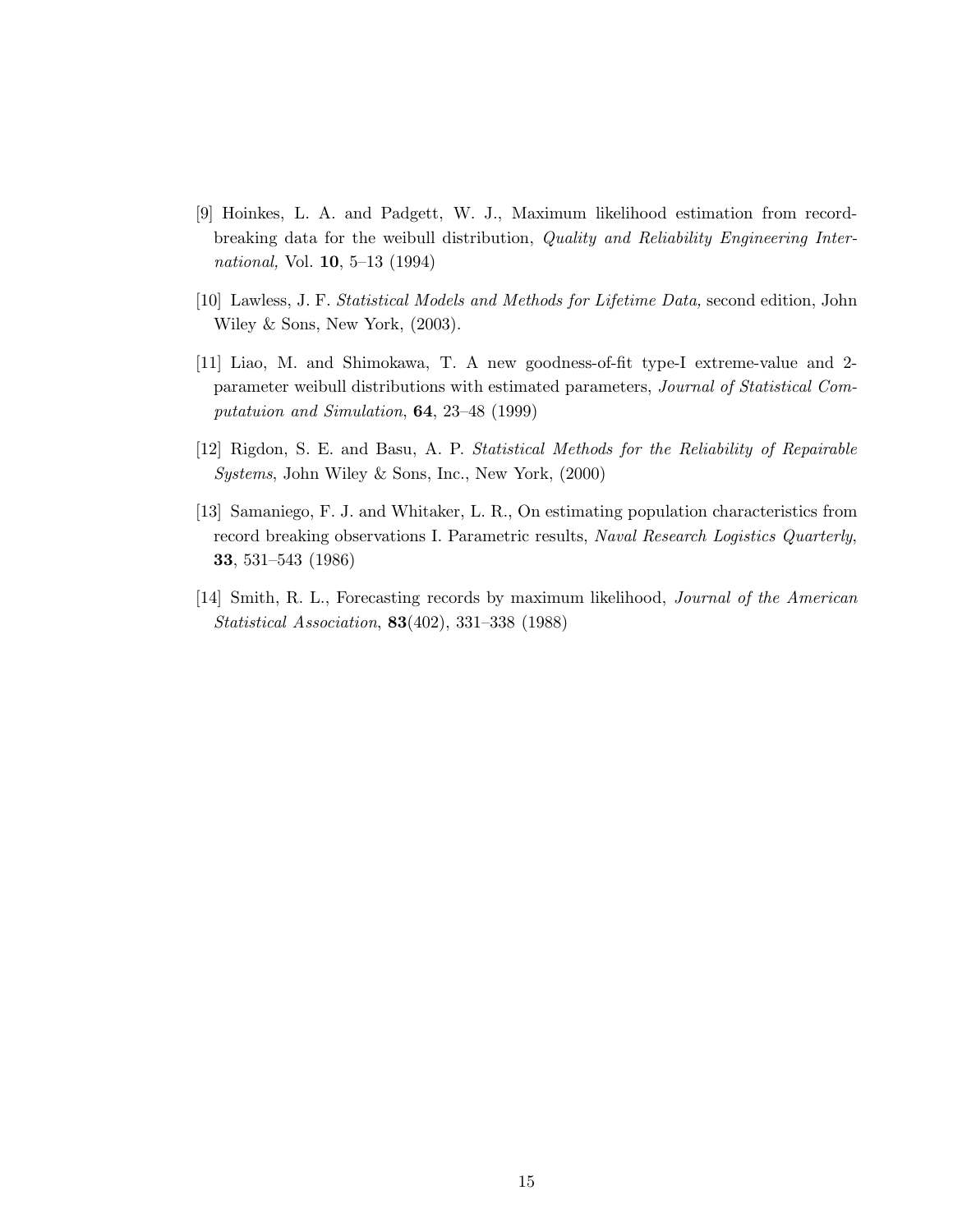[9] Hoinkes, L. A. and Padgett, W. J., Maximum likelihood estimation from record-breaking data for the weibull distribution, *Quality and Reliability Engineering International,* Vol. **10**, 5–13 (1994)

[10] Lawless, J. F. *Statistical Models and Methods for Lifetime Data,* second edition, John Wiley & Sons, New York, (2003).

[11] Liao, M. and Shimokawa, T. A new goodness-of-fit type-I extreme-value and 2-parameter weibull distributions with estimated parameters, *Journal of Statistical Computatuion and Simulation*, **64**, 23–48 (1999)

[12] Rigdon, S. E. and Basu, A. P. *Statistical Methods for the Reliability of Repairable Systems*, John Wiley & Sons, Inc., New York, (2000)

[13] Samaniego, F. J. and Whitaker, L. R., On estimating population characteristics from record breaking observations I. Parametric results, *Naval Research Logistics Quarterly*, **33**, 531–543 (1986)

[14] Smith, R. L., Forecasting records by maximum likelihood, *Journal of the American Statistical Association*, **83**(402), 331–338 (1988)